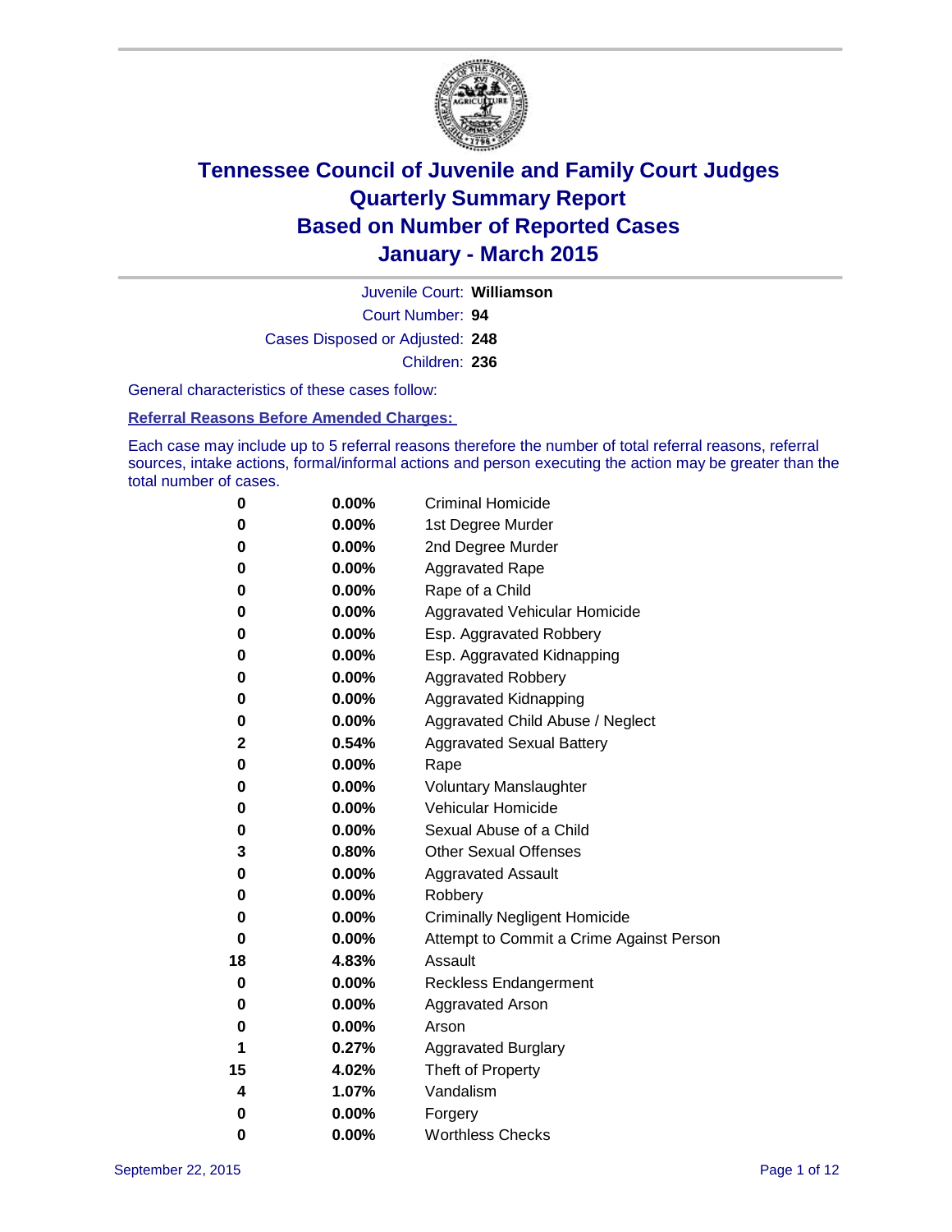# Tennessee Council of Juvenile and Family Court Judges
# Quarterly Summary Report
# Based on Number of Reported Cases
# January - March 2015

Juvenile Court: **Williamson**

Court Number: **94**

Cases Disposed or Adjusted: **248**

Children: **236**

General characteristics of these cases follow:

**Referral Reasons Before Amended Charges:**

Each case may include up to 5 referral reasons therefore the number of total referral reasons, referral sources, intake actions, formal/informal actions and person executing the action may be greater than the total number of cases.

| | | |
|---|---|---|
| 0 | 0.00% | Criminal Homicide |
| 0 | 0.00% | 1st Degree Murder |
| 0 | 0.00% | 2nd Degree Murder |
| 0 | 0.00% | Aggravated Rape |
| 0 | 0.00% | Rape of a Child |
| 0 | 0.00% | Aggravated Vehicular Homicide |
| 0 | 0.00% | Esp. Aggravated Robbery |
| 0 | 0.00% | Esp. Aggravated Kidnapping |
| 0 | 0.00% | Aggravated Robbery |
| 0 | 0.00% | Aggravated Kidnapping |
| 0 | 0.00% | Aggravated Child Abuse / Neglect |
| 2 | 0.54% | Aggravated Sexual Battery |
| 0 | 0.00% | Rape |
| 0 | 0.00% | Voluntary Manslaughter |
| 0 | 0.00% | Vehicular Homicide |
| 0 | 0.00% | Sexual Abuse of a Child |
| 3 | 0.80% | Other Sexual Offenses |
| 0 | 0.00% | Aggravated Assault |
| 0 | 0.00% | Robbery |
| 0 | 0.00% | Criminally Negligent Homicide |
| 0 | 0.00% | Attempt to Commit a Crime Against Person |
| 18 | 4.83% | Assault |
| 0 | 0.00% | Reckless Endangerment |
| 0 | 0.00% | Aggravated Arson |
| 0 | 0.00% | Arson |
| 1 | 0.27% | Aggravated Burglary |
| 15 | 4.02% | Theft of Property |
| 4 | 1.07% | Vandalism |
| 0 | 0.00% | Forgery |
| 0 | 0.00% | Worthless Checks |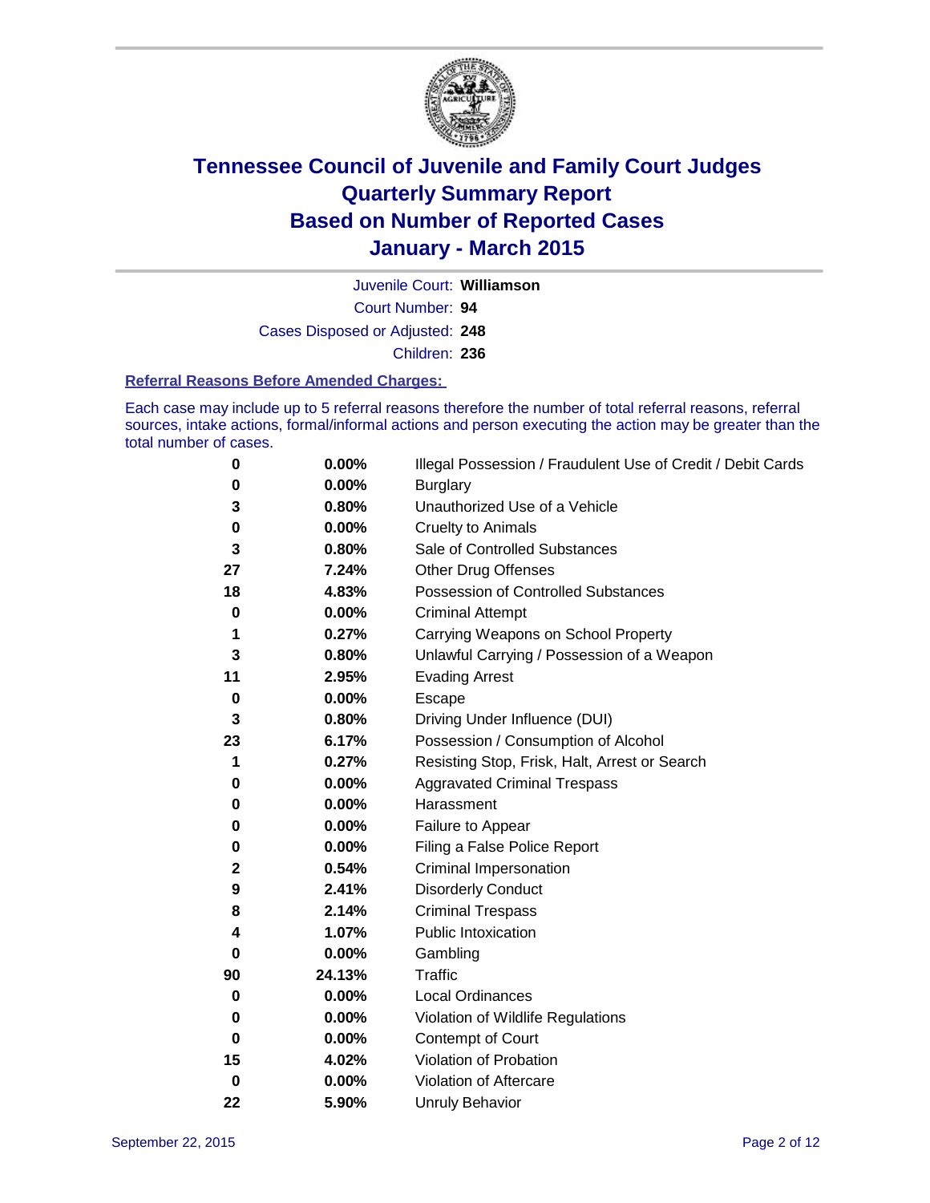# Tennessee Council of Juvenile and Family Court Judges
# Quarterly Summary Report
# Based on Number of Reported Cases
# January - March 2015

Juvenile Court: **Williamson**

Court Number: **94**

Cases Disposed or Adjusted: **248**

Children: **236**

### Referral Reasons Before Amended Charges:

Each case may include up to 5 referral reasons therefore the number of total referral reasons, referral sources, intake actions, formal/informal actions and person executing the action may be greater than the total number of cases.

| Count | Percent | Referral Reason |
|---|---|---|
| 0 | 0.00% | Illegal Possession / Fraudulent Use of Credit / Debit Cards |
| 0 | 0.00% | Burglary |
| 3 | 0.80% | Unauthorized Use of a Vehicle |
| 0 | 0.00% | Cruelty to Animals |
| 3 | 0.80% | Sale of Controlled Substances |
| 27 | 7.24% | Other Drug Offenses |
| 18 | 4.83% | Possession of Controlled Substances |
| 0 | 0.00% | Criminal Attempt |
| 1 | 0.27% | Carrying Weapons on School Property |
| 3 | 0.80% | Unlawful Carrying / Possession of a Weapon |
| 11 | 2.95% | Evading Arrest |
| 0 | 0.00% | Escape |
| 3 | 0.80% | Driving Under Influence (DUI) |
| 23 | 6.17% | Possession / Consumption of Alcohol |
| 1 | 0.27% | Resisting Stop, Frisk, Halt, Arrest or Search |
| 0 | 0.00% | Aggravated Criminal Trespass |
| 0 | 0.00% | Harassment |
| 0 | 0.00% | Failure to Appear |
| 0 | 0.00% | Filing a False Police Report |
| 2 | 0.54% | Criminal Impersonation |
| 9 | 2.41% | Disorderly Conduct |
| 8 | 2.14% | Criminal Trespass |
| 4 | 1.07% | Public Intoxication |
| 0 | 0.00% | Gambling |
| 90 | 24.13% | Traffic |
| 0 | 0.00% | Local Ordinances |
| 0 | 0.00% | Violation of Wildlife Regulations |
| 0 | 0.00% | Contempt of Court |
| 15 | 4.02% | Violation of Probation |
| 0 | 0.00% | Violation of Aftercare |
| 22 | 5.90% | Unruly Behavior |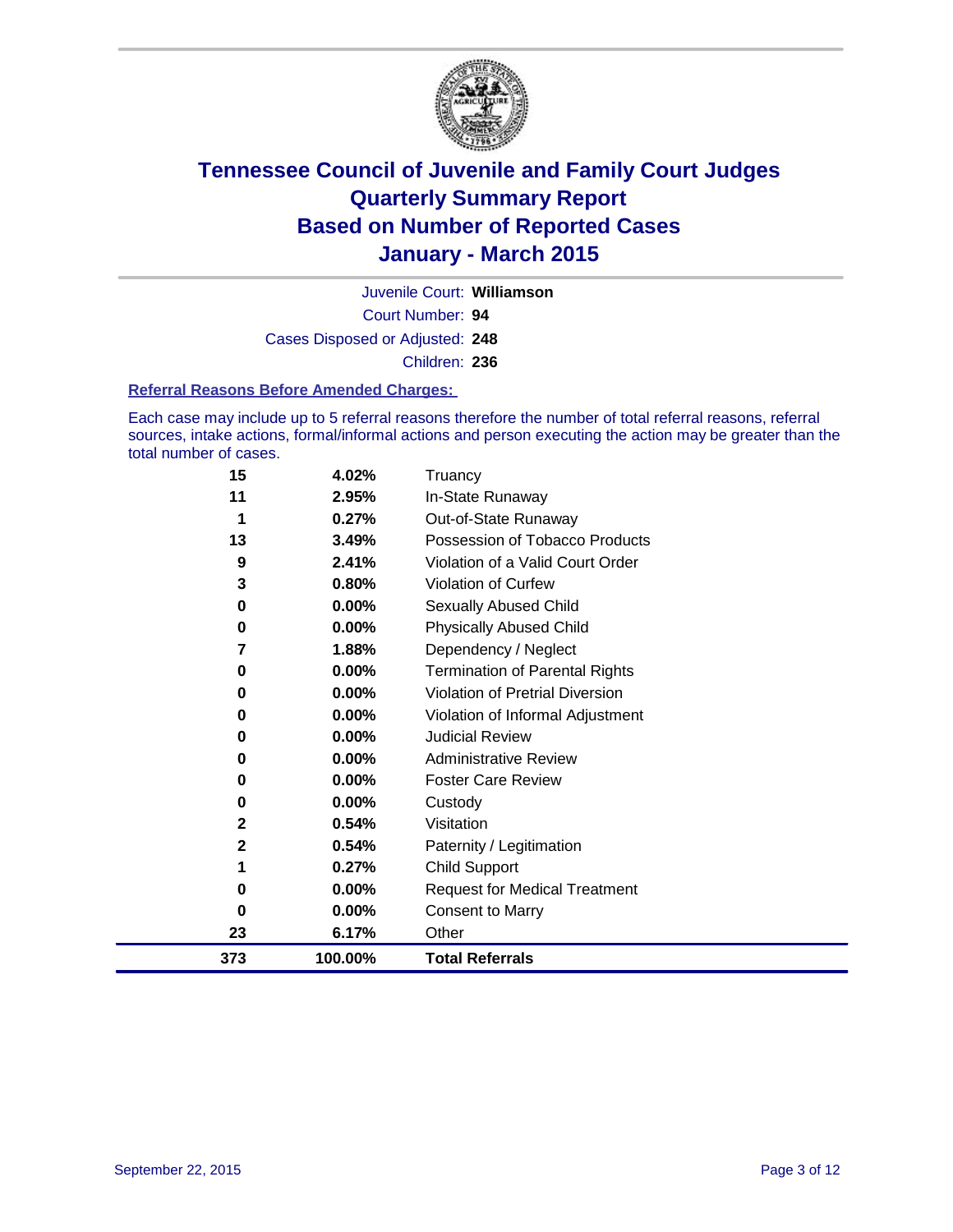# Tennessee Council of Juvenile and Family Court Judges
## Quarterly Summary Report
## Based on Number of Reported Cases
## January - March 2015

Juvenile Court: **Williamson**

Court Number: **94**

Cases Disposed or Adjusted: **248**

Children: **236**

### Referral Reasons Before Amended Charges:

Each case may include up to 5 referral reasons therefore the number of total referral reasons, referral sources, intake actions, formal/informal actions and person executing the action may be greater than the total number of cases.

| Count | Percent | Referral Reason |
|---|---|---|
| 15 | 4.02% | Truancy |
| 11 | 2.95% | In-State Runaway |
| 1 | 0.27% | Out-of-State Runaway |
| 13 | 3.49% | Possession of Tobacco Products |
| 9 | 2.41% | Violation of a Valid Court Order |
| 3 | 0.80% | Violation of Curfew |
| 0 | 0.00% | Sexually Abused Child |
| 0 | 0.00% | Physically Abused Child |
| 7 | 1.88% | Dependency / Neglect |
| 0 | 0.00% | Termination of Parental Rights |
| 0 | 0.00% | Violation of Pretrial Diversion |
| 0 | 0.00% | Violation of Informal Adjustment |
| 0 | 0.00% | Judicial Review |
| 0 | 0.00% | Administrative Review |
| 0 | 0.00% | Foster Care Review |
| 0 | 0.00% | Custody |
| 2 | 0.54% | Visitation |
| 2 | 0.54% | Paternity / Legitimation |
| 1 | 0.27% | Child Support |
| 0 | 0.00% | Request for Medical Treatment |
| 0 | 0.00% | Consent to Marry |
| 23 | 6.17% | Other |
| **373** | **100.00%** | **Total Referrals** |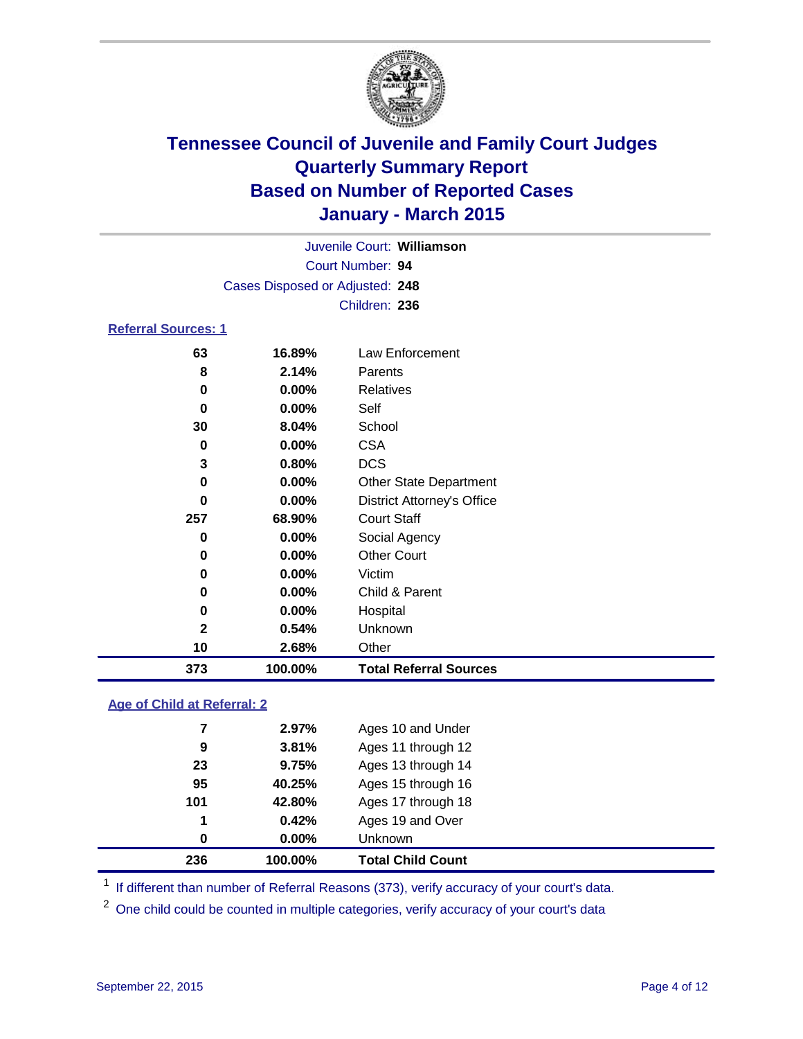# Tennessee Council of Juvenile and Family Court Judges
# Quarterly Summary Report
# Based on Number of Reported Cases
# January - March 2015

Juvenile Court: **Williamson**
Court Number: **94**
Cases Disposed or Adjusted: **248**
Children: **236**

## Referral Sources: 1

| | | |
|---|---|---|
| 63 | 16.89% | Law Enforcement |
| 8 | 2.14% | Parents |
| 0 | 0.00% | Relatives |
| 0 | 0.00% | Self |
| 30 | 8.04% | School |
| 0 | 0.00% | CSA |
| 3 | 0.80% | DCS |
| 0 | 0.00% | Other State Department |
| 0 | 0.00% | District Attorney's Office |
| 257 | 68.90% | Court Staff |
| 0 | 0.00% | Social Agency |
| 0 | 0.00% | Other Court |
| 0 | 0.00% | Victim |
| 0 | 0.00% | Child & Parent |
| 0 | 0.00% | Hospital |
| 2 | 0.54% | Unknown |
| 10 | 2.68% | Other |
| **373** | **100.00%** | **Total Referral Sources** |

## Age of Child at Referral: 2

| | | |
|---|---|---|
| 7 | 2.97% | Ages 10 and Under |
| 9 | 3.81% | Ages 11 through 12 |
| 23 | 9.75% | Ages 13 through 14 |
| 95 | 40.25% | Ages 15 through 16 |
| 101 | 42.80% | Ages 17 through 18 |
| 1 | 0.42% | Ages 19 and Over |
| 0 | 0.00% | Unknown |
| **236** | **100.00%** | **Total Child Count** |

[1] If different than number of Referral Reasons (373), verify accuracy of your court's data.

[2] One child could be counted in multiple categories, verify accuracy of your court's data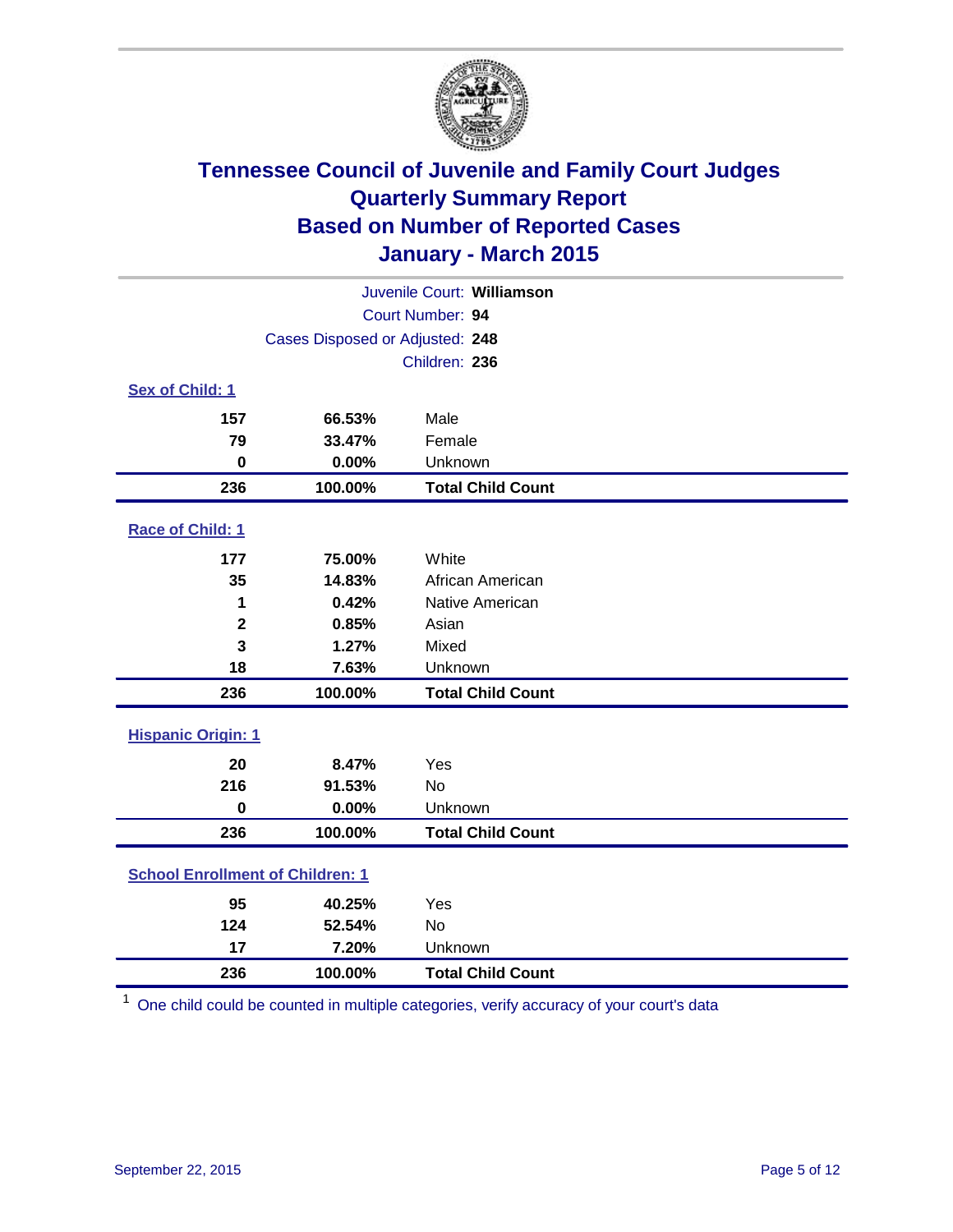# Tennessee Council of Juvenile and Family Court Judges
## Quarterly Summary Report
## Based on Number of Reported Cases
## January - March 2015

Juvenile Court: **Williamson**

Court Number: **94**

Cases Disposed or Adjusted: **248**

Children: **236**

### Sex of Child: 1

| | | |
|---|---|---|
| 157 | 66.53% | Male |
| 79 | 33.47% | Female |
| 0 | 0.00% | Unknown |
| **236** | **100.00%** | **Total Child Count** |

### Race of Child: 1

| | | |
|---|---|---|
| 177 | 75.00% | White |
| 35 | 14.83% | African American |
| 1 | 0.42% | Native American |
| 2 | 0.85% | Asian |
| 3 | 1.27% | Mixed |
| 18 | 7.63% | Unknown |
| **236** | **100.00%** | **Total Child Count** |

### Hispanic Origin: 1

| | | |
|---|---|---|
| 20 | 8.47% | Yes |
| 216 | 91.53% | No |
| 0 | 0.00% | Unknown |
| **236** | **100.00%** | **Total Child Count** |

### School Enrollment of Children: 1

| | | |
|---|---|---|
| 95 | 40.25% | Yes |
| 124 | 52.54% | No |
| 17 | 7.20% | Unknown |
| **236** | **100.00%** | **Total Child Count** |

[1] One child could be counted in multiple categories, verify accuracy of your court's data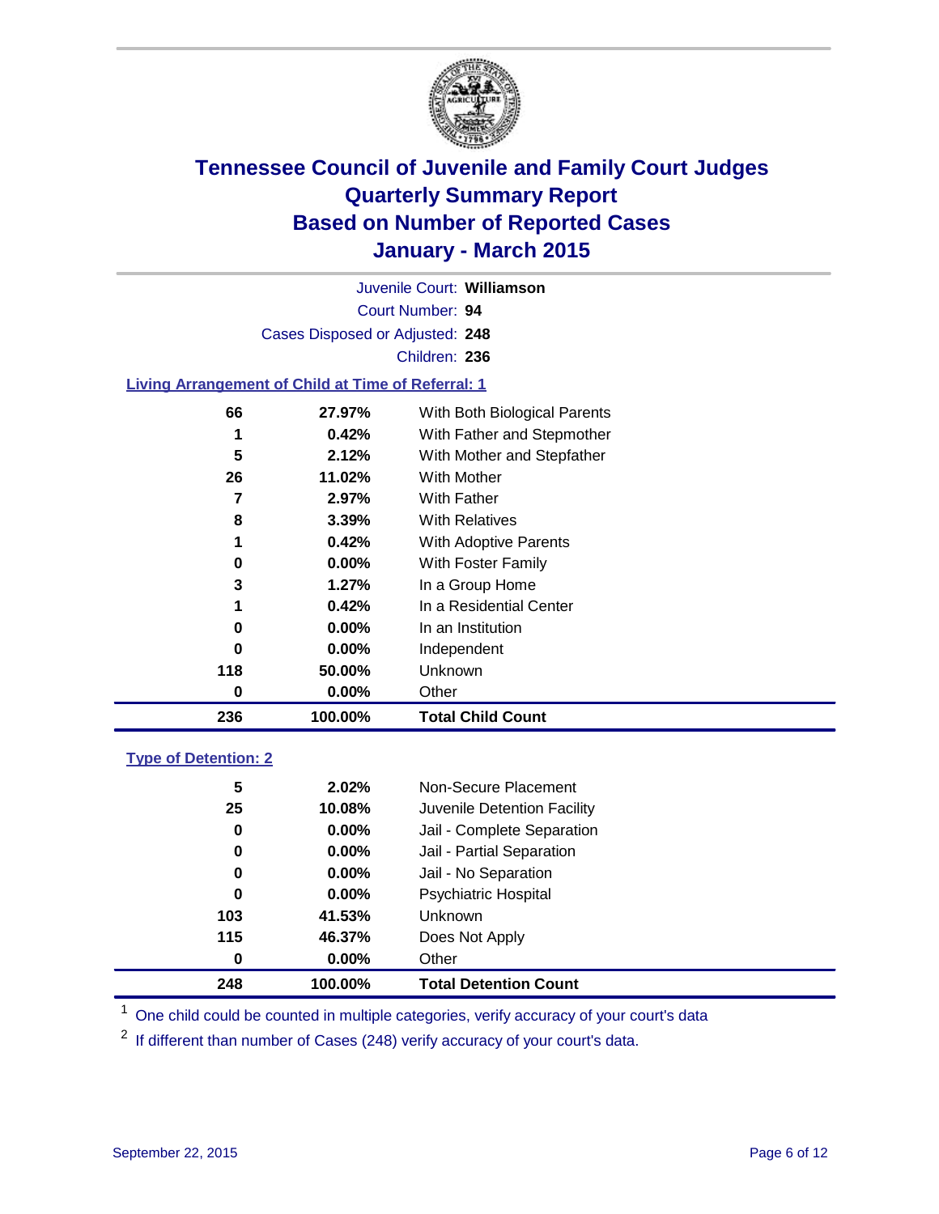# Tennessee Council of Juvenile and Family Court Judges
# Quarterly Summary Report
# Based on Number of Reported Cases
# January - March 2015

Juvenile Court: **Williamson**

Court Number: **94**

Cases Disposed or Adjusted: **248**

Children: **236**

## Living Arrangement of Child at Time of Referral: 1

| Count | Percent | Category |
|---|---|---|
| 66 | 27.97% | With Both Biological Parents |
| 1 | 0.42% | With Father and Stepmother |
| 5 | 2.12% | With Mother and Stepfather |
| 26 | 11.02% | With Mother |
| 7 | 2.97% | With Father |
| 8 | 3.39% | With Relatives |
| 1 | 0.42% | With Adoptive Parents |
| 0 | 0.00% | With Foster Family |
| 3 | 1.27% | In a Group Home |
| 1 | 0.42% | In a Residential Center |
| 0 | 0.00% | In an Institution |
| 0 | 0.00% | Independent |
| 118 | 50.00% | Unknown |
| 0 | 0.00% | Other |
| **236** | **100.00%** | **Total Child Count** |

## Type of Detention: 2

| Count | Percent | Category |
|---|---|---|
| 5 | 2.02% | Non-Secure Placement |
| 25 | 10.08% | Juvenile Detention Facility |
| 0 | 0.00% | Jail - Complete Separation |
| 0 | 0.00% | Jail - Partial Separation |
| 0 | 0.00% | Jail - No Separation |
| 0 | 0.00% | Psychiatric Hospital |
| 103 | 41.53% | Unknown |
| 115 | 46.37% | Does Not Apply |
| 0 | 0.00% | Other |
| **248** | **100.00%** | **Total Detention Count** |

[1] One child could be counted in multiple categories, verify accuracy of your court's data

[2] If different than number of Cases (248) verify accuracy of your court's data.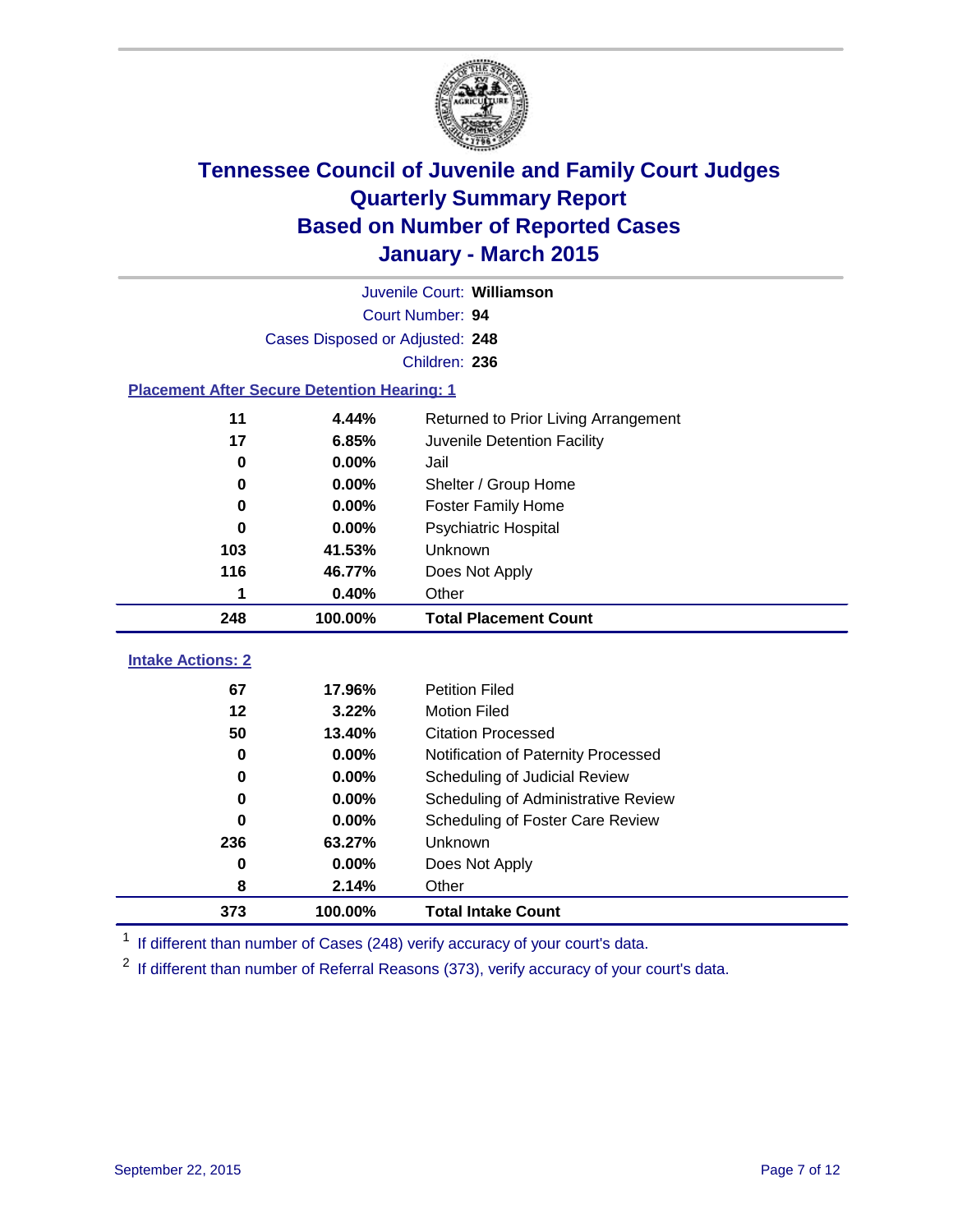# Tennessee Council of Juvenile and Family Court Judges
## Quarterly Summary Report
## Based on Number of Reported Cases
## January - March 2015

Juvenile Court: **Williamson**

Court Number: **94**

Cases Disposed or Adjusted: **248**

Children: **236**

### Placement After Secure Detention Hearing: 1

| Count | Percent | Placement |
|---|---|---|
| 11 | 4.44% | Returned to Prior Living Arrangement |
| 17 | 6.85% | Juvenile Detention Facility |
| 0 | 0.00% | Jail |
| 0 | 0.00% | Shelter / Group Home |
| 0 | 0.00% | Foster Family Home |
| 0 | 0.00% | Psychiatric Hospital |
| 103 | 41.53% | Unknown |
| 116 | 46.77% | Does Not Apply |
| 1 | 0.40% | Other |
| **248** | **100.00%** | **Total Placement Count** |

### Intake Actions: 2

| Count | Percent | Intake Action |
|---|---|---|
| 67 | 17.96% | Petition Filed |
| 12 | 3.22% | Motion Filed |
| 50 | 13.40% | Citation Processed |
| 0 | 0.00% | Notification of Paternity Processed |
| 0 | 0.00% | Scheduling of Judicial Review |
| 0 | 0.00% | Scheduling of Administrative Review |
| 0 | 0.00% | Scheduling of Foster Care Review |
| 236 | 63.27% | Unknown |
| 0 | 0.00% | Does Not Apply |
| 8 | 2.14% | Other |
| **373** | **100.00%** | **Total Intake Count** |

[1] If different than number of Cases (248) verify accuracy of your court's data.

[2] If different than number of Referral Reasons (373), verify accuracy of your court's data.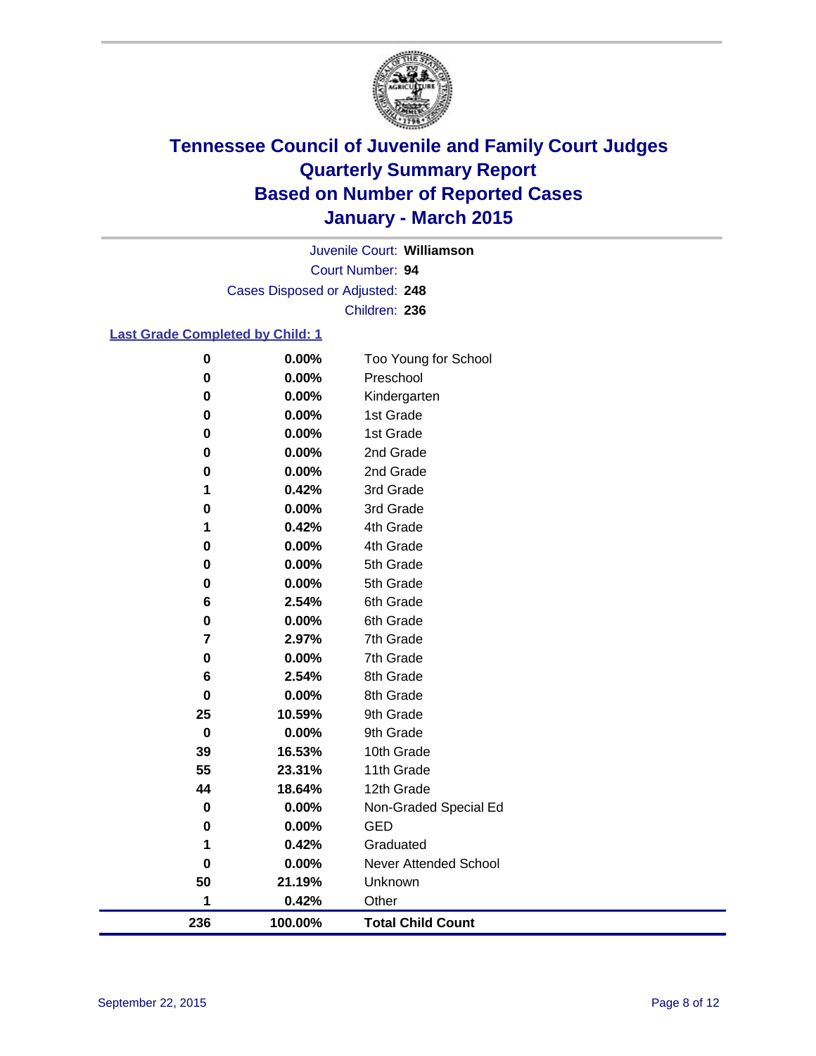# Tennessee Council of Juvenile and Family Court Judges
## Quarterly Summary Report
## Based on Number of Reported Cases
## January - March 2015

Juvenile Court: **Williamson**
Court Number: **94**
Cases Disposed or Adjusted: **248**
Children: **236**

### Last Grade Completed by Child: 1

| Count | Percent | Grade |
|---|---|---|
| 0 | 0.00% | Too Young for School |
| 0 | 0.00% | Preschool |
| 0 | 0.00% | Kindergarten |
| 0 | 0.00% | 1st Grade |
| 0 | 0.00% | 1st Grade |
| 0 | 0.00% | 2nd Grade |
| 0 | 0.00% | 2nd Grade |
| 1 | 0.42% | 3rd Grade |
| 0 | 0.00% | 3rd Grade |
| 1 | 0.42% | 4th Grade |
| 0 | 0.00% | 4th Grade |
| 0 | 0.00% | 5th Grade |
| 0 | 0.00% | 5th Grade |
| 6 | 2.54% | 6th Grade |
| 0 | 0.00% | 6th Grade |
| 7 | 2.97% | 7th Grade |
| 0 | 0.00% | 7th Grade |
| 6 | 2.54% | 8th Grade |
| 0 | 0.00% | 8th Grade |
| 25 | 10.59% | 9th Grade |
| 0 | 0.00% | 9th Grade |
| 39 | 16.53% | 10th Grade |
| 55 | 23.31% | 11th Grade |
| 44 | 18.64% | 12th Grade |
| 0 | 0.00% | Non-Graded Special Ed |
| 0 | 0.00% | GED |
| 1 | 0.42% | Graduated |
| 0 | 0.00% | Never Attended School |
| 50 | 21.19% | Unknown |
| 1 | 0.42% | Other |
| **236** | **100.00%** | **Total Child Count** |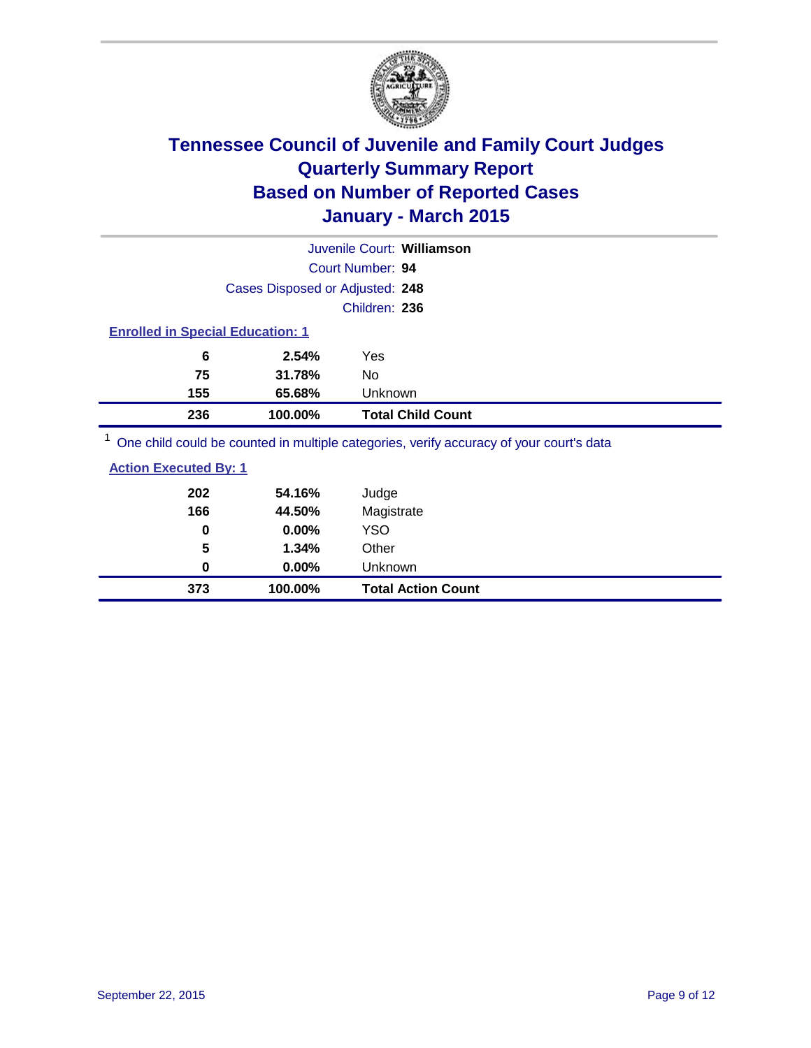# Tennessee Council of Juvenile and Family Court Judges
## Quarterly Summary Report
## Based on Number of Reported Cases
## January - March 2015

Juvenile Court: **Williamson**

Court Number: **94**

Cases Disposed or Adjusted: **248**

Children: **236**

### Enrolled in Special Education: 1

| | | |
|---|---|---|
| **6** | **2.54%** | Yes |
| **75** | **31.78%** | No |
| **155** | **65.68%** | Unknown |
| **236** | **100.00%** | **Total Child Count** |

[1] One child could be counted in multiple categories, verify accuracy of your court's data

### Action Executed By: 1

| | | |
|---|---|---|
| **202** | **54.16%** | Judge |
| **166** | **44.50%** | Magistrate |
| **0** | **0.00%** | YSO |
| **5** | **1.34%** | Other |
| **0** | **0.00%** | Unknown |
| **373** | **100.00%** | **Total Action Count** |

September 22, 2015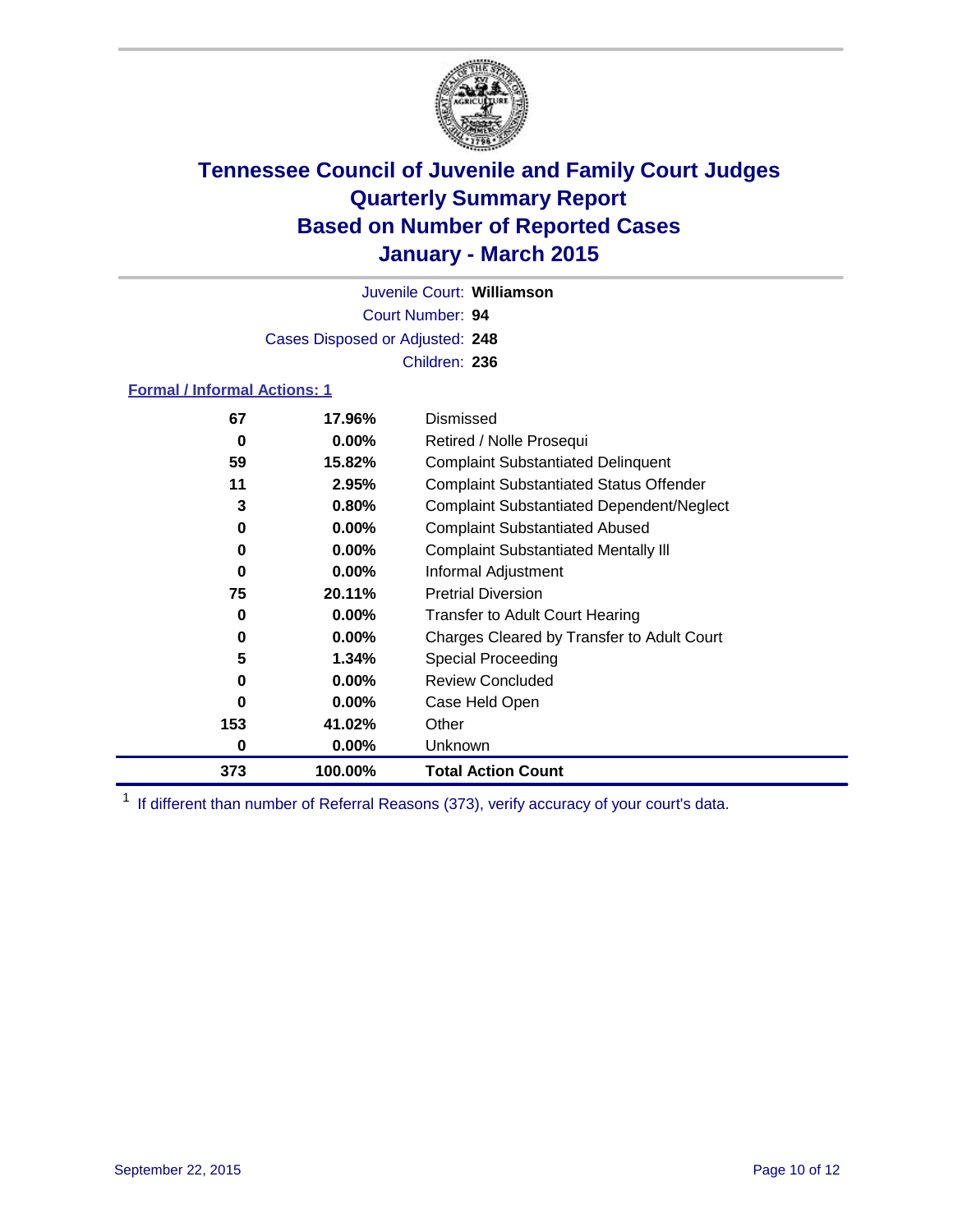# Tennessee Council of Juvenile and Family Court Judges
# Quarterly Summary Report
# Based on Number of Reported Cases
# January - March 2015

Juvenile Court: **Williamson**

Court Number: **94**

Cases Disposed or Adjusted: **248**

Children: **236**

**Formal / Informal Actions: 1**

| Count | Percent | Action |
|---|---|---|
| 67 | 17.96% | Dismissed |
| 0 | 0.00% | Retired / Nolle Prosequi |
| 59 | 15.82% | Complaint Substantiated Delinquent |
| 11 | 2.95% | Complaint Substantiated Status Offender |
| 3 | 0.80% | Complaint Substantiated Dependent/Neglect |
| 0 | 0.00% | Complaint Substantiated Abused |
| 0 | 0.00% | Complaint Substantiated Mentally Ill |
| 0 | 0.00% | Informal Adjustment |
| 75 | 20.11% | Pretrial Diversion |
| 0 | 0.00% | Transfer to Adult Court Hearing |
| 0 | 0.00% | Charges Cleared by Transfer to Adult Court |
| 5 | 1.34% | Special Proceeding |
| 0 | 0.00% | Review Concluded |
| 0 | 0.00% | Case Held Open |
| 153 | 41.02% | Other |
| 0 | 0.00% | Unknown |
| **373** | **100.00%** | **Total Action Count** |

[1] If different than number of Referral Reasons (373), verify accuracy of your court's data.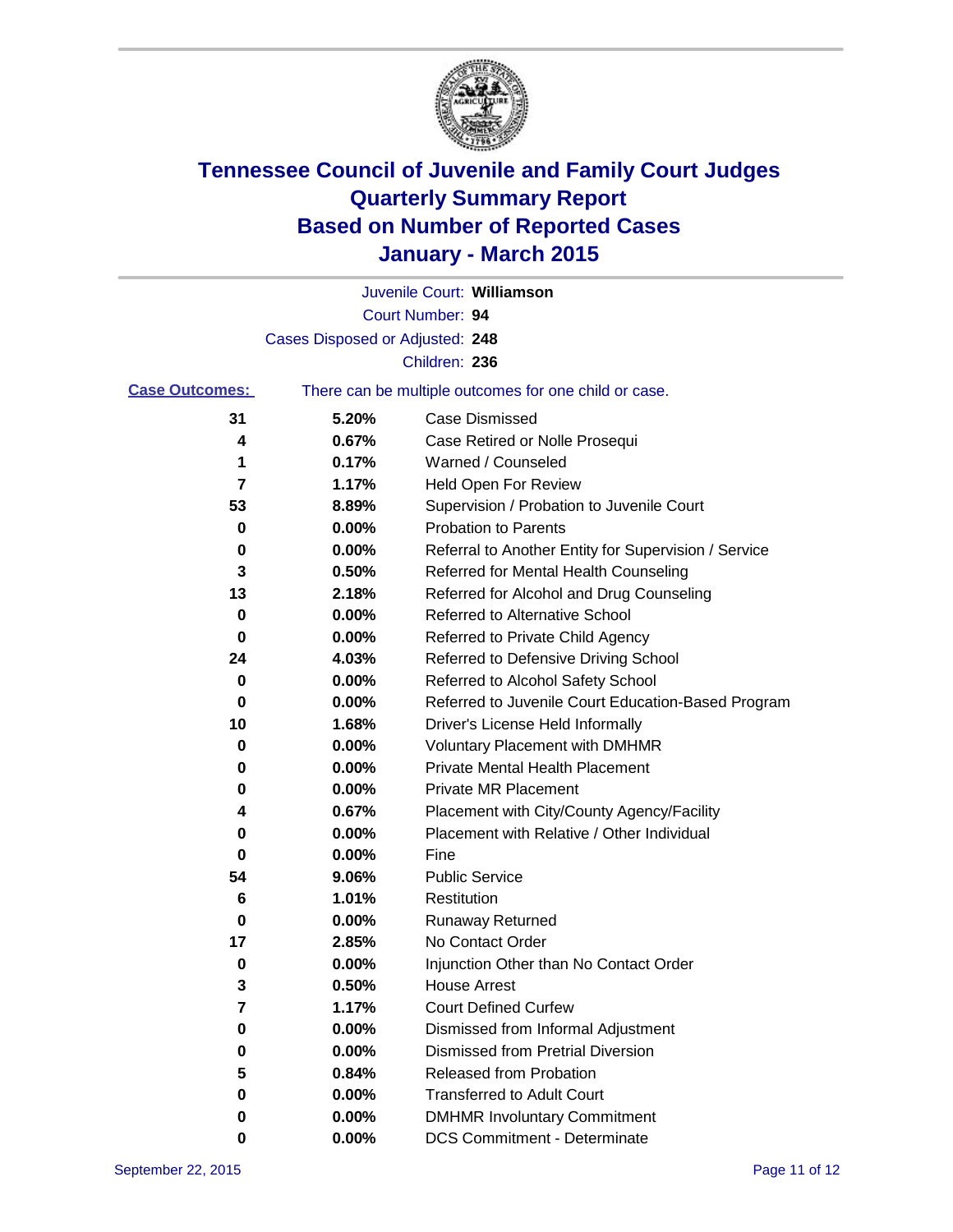# Tennessee Council of Juvenile and Family Court Judges
# Quarterly Summary Report
# Based on Number of Reported Cases
# January - March 2015

Juvenile Court: **Williamson**

Court Number: **94**

Cases Disposed or Adjusted: **248**

Children: **236**

**Case Outcomes:** There can be multiple outcomes for one child or case.

| Count | Percent | Outcome |
|---|---|---|
| 31 | 5.20% | Case Dismissed |
| 4 | 0.67% | Case Retired or Nolle Prosequi |
| 1 | 0.17% | Warned / Counseled |
| 7 | 1.17% | Held Open For Review |
| 53 | 8.89% | Supervision / Probation to Juvenile Court |
| 0 | 0.00% | Probation to Parents |
| 0 | 0.00% | Referral to Another Entity for Supervision / Service |
| 3 | 0.50% | Referred for Mental Health Counseling |
| 13 | 2.18% | Referred for Alcohol and Drug Counseling |
| 0 | 0.00% | Referred to Alternative School |
| 0 | 0.00% | Referred to Private Child Agency |
| 24 | 4.03% | Referred to Defensive Driving School |
| 0 | 0.00% | Referred to Alcohol Safety School |
| 0 | 0.00% | Referred to Juvenile Court Education-Based Program |
| 10 | 1.68% | Driver's License Held Informally |
| 0 | 0.00% | Voluntary Placement with DMHMR |
| 0 | 0.00% | Private Mental Health Placement |
| 0 | 0.00% | Private MR Placement |
| 4 | 0.67% | Placement with City/County Agency/Facility |
| 0 | 0.00% | Placement with Relative / Other Individual |
| 0 | 0.00% | Fine |
| 54 | 9.06% | Public Service |
| 6 | 1.01% | Restitution |
| 0 | 0.00% | Runaway Returned |
| 17 | 2.85% | No Contact Order |
| 0 | 0.00% | Injunction Other than No Contact Order |
| 3 | 0.50% | House Arrest |
| 7 | 1.17% | Court Defined Curfew |
| 0 | 0.00% | Dismissed from Informal Adjustment |
| 0 | 0.00% | Dismissed from Pretrial Diversion |
| 5 | 0.84% | Released from Probation |
| 0 | 0.00% | Transferred to Adult Court |
| 0 | 0.00% | DMHMR Involuntary Commitment |
| 0 | 0.00% | DCS Commitment - Determinate |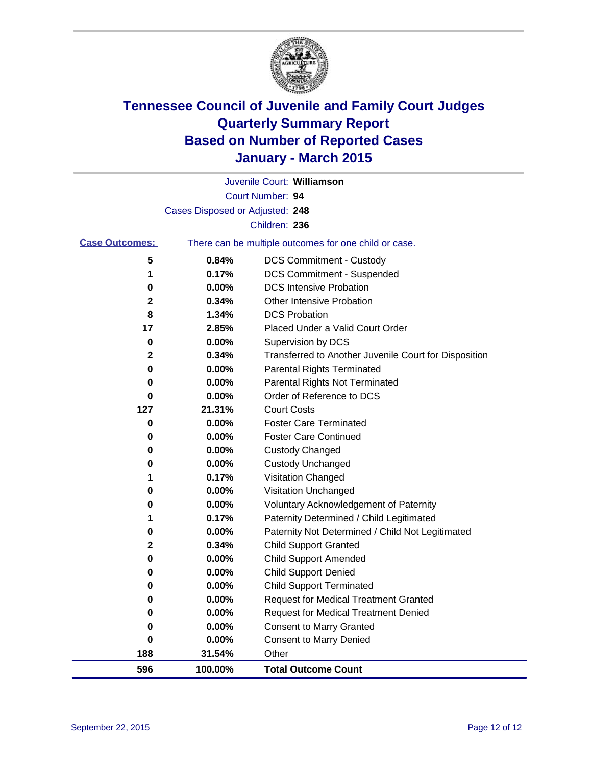# Tennessee Council of Juvenile and Family Court Judges
# Quarterly Summary Report
# Based on Number of Reported Cases
# January - March 2015

Juvenile Court: **Williamson**

Court Number: **94**

Cases Disposed or Adjusted: **248**

Children: **236**

**Case Outcomes:** There can be multiple outcomes for one child or case.

| | | |
|---|---|---|
| 5 | 0.84% | DCS Commitment - Custody |
| 1 | 0.17% | DCS Commitment - Suspended |
| 0 | 0.00% | DCS Intensive Probation |
| 2 | 0.34% | Other Intensive Probation |
| 8 | 1.34% | DCS Probation |
| 17 | 2.85% | Placed Under a Valid Court Order |
| 0 | 0.00% | Supervision by DCS |
| 2 | 0.34% | Transferred to Another Juvenile Court for Disposition |
| 0 | 0.00% | Parental Rights Terminated |
| 0 | 0.00% | Parental Rights Not Terminated |
| 0 | 0.00% | Order of Reference to DCS |
| 127 | 21.31% | Court Costs |
| 0 | 0.00% | Foster Care Terminated |
| 0 | 0.00% | Foster Care Continued |
| 0 | 0.00% | Custody Changed |
| 0 | 0.00% | Custody Unchanged |
| 1 | 0.17% | Visitation Changed |
| 0 | 0.00% | Visitation Unchanged |
| 0 | 0.00% | Voluntary Acknowledgement of Paternity |
| 1 | 0.17% | Paternity Determined / Child Legitimated |
| 0 | 0.00% | Paternity Not Determined / Child Not Legitimated |
| 2 | 0.34% | Child Support Granted |
| 0 | 0.00% | Child Support Amended |
| 0 | 0.00% | Child Support Denied |
| 0 | 0.00% | Child Support Terminated |
| 0 | 0.00% | Request for Medical Treatment Granted |
| 0 | 0.00% | Request for Medical Treatment Denied |
| 0 | 0.00% | Consent to Marry Granted |
| 0 | 0.00% | Consent to Marry Denied |
| 188 | 31.54% | Other |
| **596** | **100.00%** | **Total Outcome Count** |

September 22, 2015